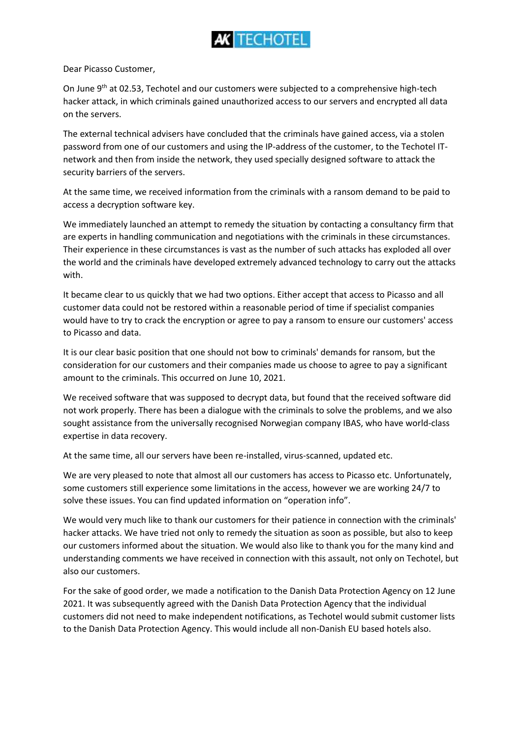AK TECHOTEL

Dear Picasso Customer,

On June 9th at 02.53, Techotel and our customers were subjected to a comprehensive high-tech hacker attack, in which criminals gained unauthorized access to our servers and encrypted all data on the servers.

The external technical advisers have concluded that the criminals have gained access, via a stolen password from one of our customers and using the IP-address of the customer, to the Techotel IT-network and then from inside the network, they used specially designed software to attack the security barriers of the servers.

At the same time, we received information from the criminals with a ransom demand to be paid to access a decryption software key.

We immediately launched an attempt to remedy the situation by contacting a consultancy firm that are experts in handling communication and negotiations with the criminals in these circumstances. Their experience in these circumstances is vast as the number of such attacks has exploded all over the world and the criminals have developed extremely advanced technology to carry out the attacks with.

It became clear to us quickly that we had two options. Either accept that access to Picasso and all customer data could not be restored within a reasonable period of time if specialist companies would have to try to crack the encryption or agree to pay a ransom to ensure our customers' access to Picasso and data.

It is our clear basic position that one should not bow to criminals' demands for ransom, but the consideration for our customers and their companies made us choose to agree to pay a significant amount to the criminals. This occurred on June 10, 2021.

We received software that was supposed to decrypt data, but found that the received software did not work properly. There has been a dialogue with the criminals to solve the problems, and we also sought assistance from the universally recognised Norwegian company IBAS, who have world-class expertise in data recovery.

At the same time, all our servers have been re-installed, virus-scanned, updated etc.

We are very pleased to note that almost all our customers has access to Picasso etc. Unfortunately, some customers still experience some limitations in the access, however we are working 24/7 to solve these issues. You can find updated information on "operation info".

We would very much like to thank our customers for their patience in connection with the criminals' hacker attacks. We have tried not only to remedy the situation as soon as possible, but also to keep our customers informed about the situation. We would also like to thank you for the many kind and understanding comments we have received in connection with this assault, not only on Techotel, but also our customers.

For the sake of good order, we made a notification to the Danish Data Protection Agency on 12 June 2021. It was subsequently agreed with the Danish Data Protection Agency that the individual customers did not need to make independent notifications, as Techotel would submit customer lists to the Danish Data Protection Agency. This would include all non-Danish EU based hotels also.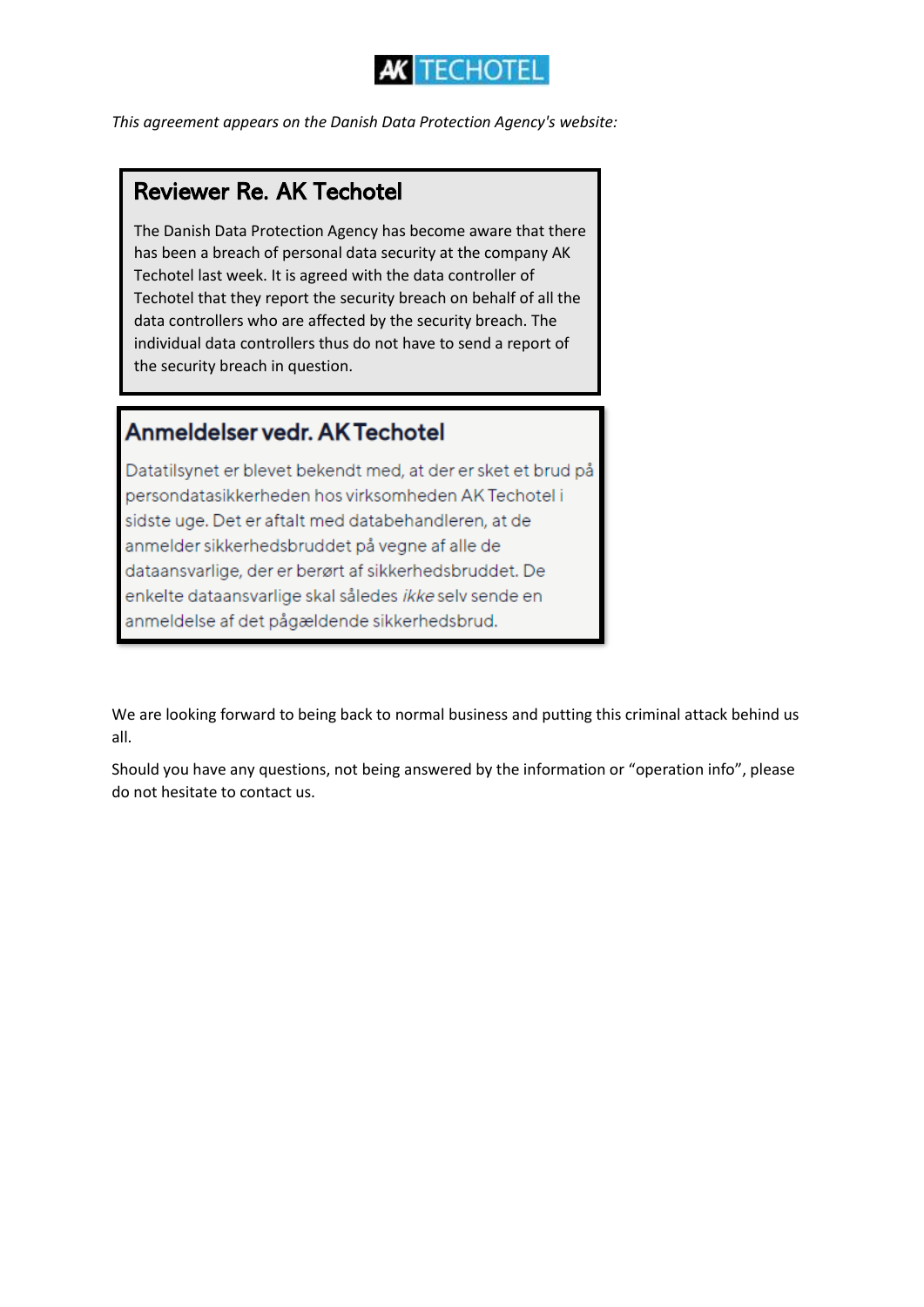*This agreement appears on the Danish Data Protection Agency's website:*

## Reviewer Re. AK Techotel

The Danish Data Protection Agency has become aware that there has been a breach of personal data security at the company AK Techotel last week. It is agreed with the data controller of Techotel that they report the security breach on behalf of all the data controllers who are affected by the security breach. The individual data controllers thus do not have to send a report of the security breach in question.

## Anmeldelser vedr. AK Techotel

Datatilsynet er blevet bekendt med, at der er sket et brud på persondatasikkerheden hos virksomheden AK Techotel i sidste uge. Det er aftalt med databehandleren, at de anmelder sikkerhedsbruddet på vegne af alle de dataansvarlige, der er berørt af sikkerhedsbruddet. De enkelte dataansvarlige skal således *ikke* selv sende en anmeldelse af det pågældende sikkerhedsbrud.

We are looking forward to being back to normal business and putting this criminal attack behind us all.

Should you have any questions, not being answered by the information or "operation info", please do not hesitate to contact us.